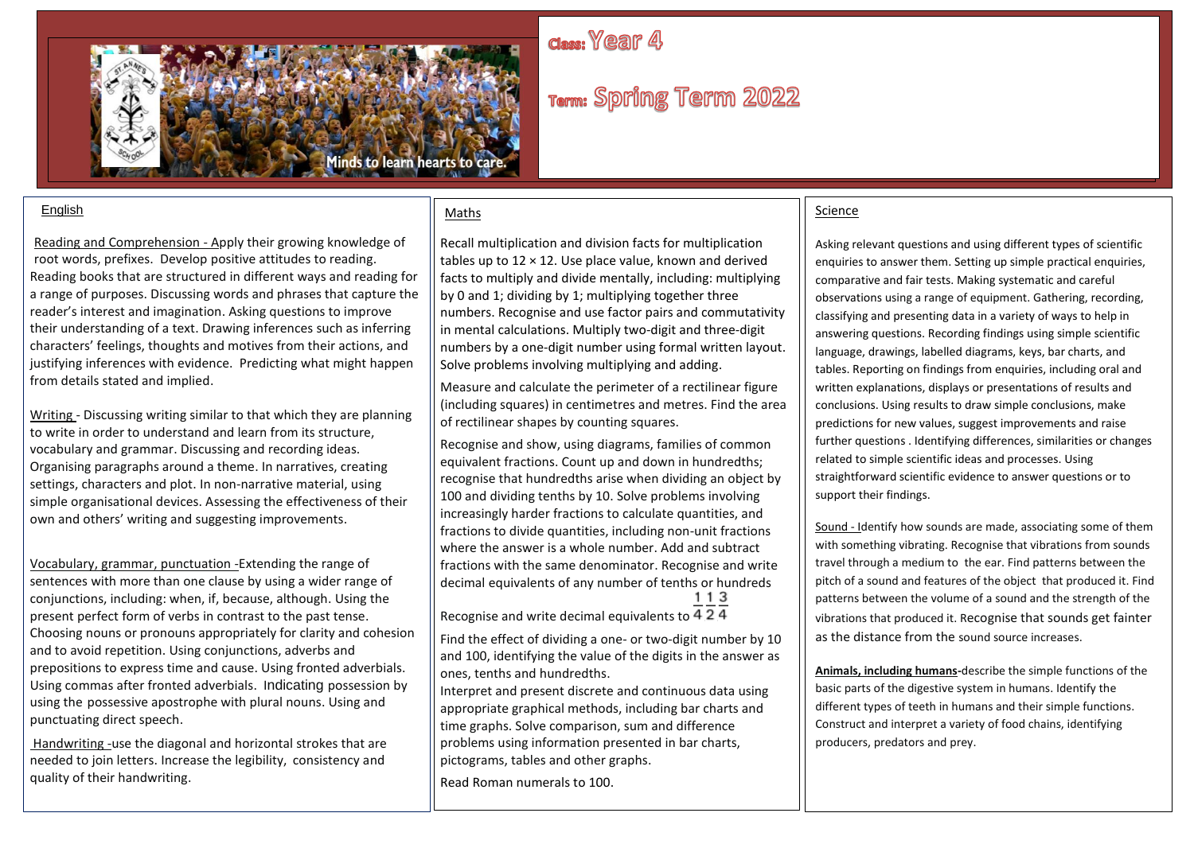Minds to learn hearts to care.

**Class:** Year 4

**Term:** Spring Term 2022

## English

Reading and Comprehension - Apply their growing knowledge of root words, prefixes. Develop positive attitudes to reading. Reading books that are structured in different ways and reading for a range of purposes. Discussing words and phrases that capture the reader's interest and imagination. Asking questions to improve their understanding of a text. Drawing inferences such as inferring characters' feelings, thoughts and motives from their actions, and justifying inferences with evidence. Predicting what might happen from details stated and implied.

Writing - Discussing writing similar to that which they are planning to write in order to understand and learn from its structure, vocabulary and grammar. Discussing and recording ideas. Organising paragraphs around a theme. In narratives, creating settings, characters and plot. In non-narrative material, using simple organisational devices. Assessing the effectiveness of their own and others' writing and suggesting improvements.

Vocabulary, grammar, punctuation -Extending the range of sentences with more than one clause by using a wider range of conjunctions, including: when, if, because, although. Using the present perfect form of verbs in contrast to the past tense. Choosing nouns or pronouns appropriately for clarity and cohesion and to avoid repetition. Using conjunctions, adverbs and prepositions to express time and cause. Using fronted adverbials. Using commas after fronted adverbials. Indicating possession by using the possessive apostrophe with plural nouns. Using and punctuating direct speech.

Handwriting -use the diagonal and horizontal strokes that are needed to join letters. Increase the legibility, consistency and quality of their handwriting.

## Maths

Recall multiplication and division facts for multiplication tables up to 12 × 12. Use place value, known and derived facts to multiply and divide mentally, including: multiplying by 0 and 1; dividing by 1; multiplying together three numbers. Recognise and use factor pairs and commutativity in mental calculations. Multiply two-digit and three-digit numbers by a one-digit number using formal written layout. Solve problems involving multiplying and adding.

Measure and calculate the perimeter of a rectilinear figure (including squares) in centimetres and metres. Find the area of rectilinear shapes by counting squares.

Recognise and show, using diagrams, families of common equivalent fractions. Count up and down in hundredths; recognise that hundredths arise when dividing an object by 100 and dividing tenths by 10. Solve problems involving increasingly harder fractions to calculate quantities, and fractions to divide quantities, including non-unit fractions where the answer is a whole number. Add and subtract fractions with the same denominator. Recognise and write decimal equivalents of any number of tenths or hundreds

Recognise and write decimal equivalents to $\frac{1}{4}\ \frac{1}{2}\ \frac{3}{4}$

Find the effect of dividing a one- or two-digit number by 10 and 100, identifying the value of the digits in the answer as ones, tenths and hundredths.

Interpret and present discrete and continuous data using appropriate graphical methods, including bar charts and time graphs. Solve comparison, sum and difference problems using information presented in bar charts, pictograms, tables and other graphs.

Read Roman numerals to 100.

## Science

Asking relevant questions and using different types of scientific enquiries to answer them. Setting up simple practical enquiries, comparative and fair tests. Making systematic and careful observations using a range of equipment. Gathering, recording, classifying and presenting data in a variety of ways to help in answering questions. Recording findings using simple scientific language, drawings, labelled diagrams, keys, bar charts, and tables. Reporting on findings from enquiries, including oral and written explanations, displays or presentations of results and conclusions. Using results to draw simple conclusions, make predictions for new values, suggest improvements and raise further questions . Identifying differences, similarities or changes related to simple scientific ideas and processes. Using straightforward scientific evidence to answer questions or to support their findings.

Sound - Identify how sounds are made, associating some of them with something vibrating. Recognise that vibrations from sounds travel through a medium to the ear. Find patterns between the pitch of a sound and features of the object that produced it. Find patterns between the volume of a sound and the strength of the vibrations that produced it. Recognise that sounds get fainter as the distance from the sound source increases.

**Animals, including humans-**describe the simple functions of the basic parts of the digestive system in humans. Identify the different types of teeth in humans and their simple functions. Construct and interpret a variety of food chains, identifying producers, predators and prey.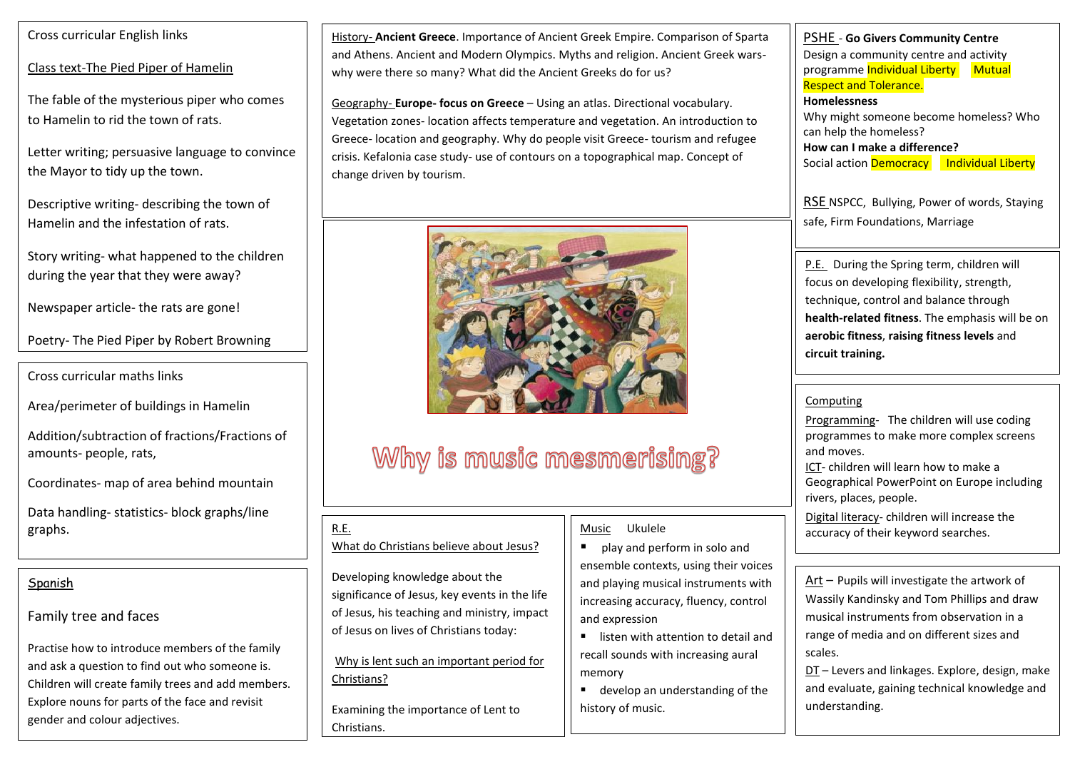# Why is music mesmerising?

## Cross curricular English links

Class text- The Pied Piper of Hamelin

The fable of the mysterious piper who comes to Hamelin to rid the town of rats.

Letter writing; persuasive language to convince the Mayor to tidy up the town.

Descriptive writing- describing the town of Hamelin and the infestation of rats.

Story writing- what happened to the children during the year that they were away?

Newspaper article- the rats are gone!

Poetry- The Pied Piper by Robert Browning

## Cross curricular maths links

Area/perimeter of buildings in Hamelin

Addition/subtraction of fractions/Fractions of amounts- people, rats,

Coordinates- map of area behind mountain

Data handling- statistics- block graphs/line graphs.

## Spanish

Family tree and faces

Practise how to introduce members of the family and ask a question to find out who someone is. Children will create family trees and add members. Explore nouns for parts of the face and revisit gender and colour adjectives.

## History- **Ancient Greece**

Importance of Ancient Greek Empire. Comparison of Sparta and Athens. Ancient and Modern Olympics. Myths and religion. Ancient Greek wars- why were there so many? What did the Ancient Greeks do for us?

## Geography- **Europe- focus on Greece**

Using an atlas. Directional vocabulary. Vegetation zones- location affects temperature and vegetation. An introduction to Greece- location and geography. Why do people visit Greece- tourism and refugee crisis. Kefalonia case study- use of contours on a topographical map. Concept of change driven by tourism.

## R.E.

What do Christians believe about Jesus?

Developing knowledge about the significance of Jesus, key events in the life of Jesus, his teaching and ministry, impact of Jesus on lives of Christians today:

Why is lent such an important period for Christians?

Examining the importance of Lent to Christians.

## Music Ukulele

- play and perform in solo and ensemble contexts, using their voices and playing musical instruments with increasing accuracy, fluency, control and expression
- listen with attention to detail and recall sounds with increasing aural memory
- develop an understanding of the history of music.

## PSHE - **Go Givers Community Centre**

Design a community centre and activity programme Individual Liberty Mutual Respect and Tolerance.

**Homelessness**

Why might someone become homeless? Who can help the homeless?

**How can I make a difference?**

Social action Democracy Individual Liberty

## RSE

NSPCC, Bullying, Power of words, Staying safe, Firm Foundations, Marriage

## P.E.

During the Spring term, children will focus on developing flexibility, strength, technique, control and balance through **health-related fitness**. The emphasis will be on **aerobic fitness**, **raising fitness levels** and **circuit training.**

## Computing

Programming- The children will use coding programmes to make more complex screens and moves.

ICT- children will learn how to make a Geographical PowerPoint on Europe including rivers, places, people.

Digital literacy- children will increase the accuracy of their keyword searches.

## Art

Art – Pupils will investigate the artwork of Wassily Kandinsky and Tom Phillips and draw musical instruments from observation in a range of media and on different sizes and scales.

DT – Levers and linkages. Explore, design, make and evaluate, gaining technical knowledge and understanding.